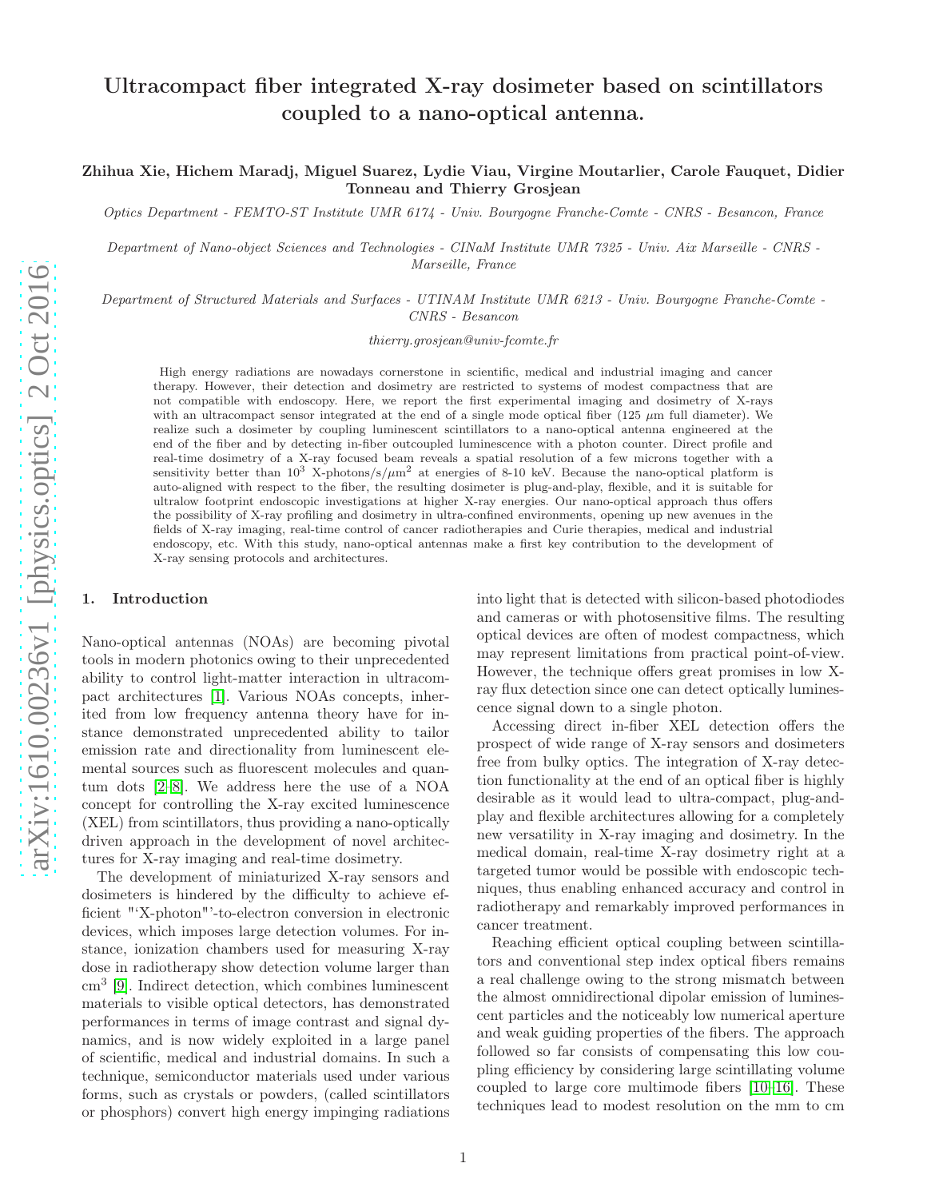# Ultracompact fiber integrated X-ray dosimeter based on scintillators coupled to a nano-optical antenna.

**Zhihua Xie, Hichem Maradj, Miguel Suarez, Lydie Viau, Virgine Moutarlier, Carole Fauquet, Didier Tonneau and Thierry Grosjean**

*Optics Department - FEMTO-ST Institute UMR 6174 - Univ. Bourgogne Franche-Comte - CNRS - Besancon, France*

*Department of Nano-object Sciences and Technologies - CINaM Institute UMR 7325 - Univ. Aix Marseille - CNRS - Marseille, France*

*Department of Structured Materials and Surfaces - UTINAM Institute UMR 6213 - Univ. Bourgogne Franche-Comte - CNRS - Besancon*

*thierry.grosjean@univ-fcomte.fr*

High energy radiations are nowadays cornerstone in scientific, medical and industrial imaging and cancer therapy. However, their detection and dosimetry are restricted to systems of modest compactness that are not compatible with endoscopy. Here, we report the first experimental imaging and dosimetry of X-rays with an ultracompact sensor integrated at the end of a single mode optical fiber (125 $\mu$m full diameter). We realize such a dosimeter by coupling luminescent scintillators to a nano-optical antenna engineered at the end of the fiber and by detecting in-fiber outcoupled luminescence with a photon counter. Direct profile and real-time dosimetry of a X-ray focused beam reveals a spatial resolution of a few microns together with a sensitivity better than $10^3$ X-photons/s/$\mu$m$^2$ at energies of 8-10 keV. Because the nano-optical platform is auto-aligned with respect to the fiber, the resulting dosimeter is plug-and-play, flexible, and it is suitable for ultralow footprint endoscopic investigations at higher X-ray energies. Our nano-optical approach thus offers the possibility of X-ray profiling and dosimetry in ultra-confined environments, opening up new avenues in the fields of X-ray imaging, real-time control of cancer radiotherapies and Curie therapies, medical and industrial endoscopy, etc. With this study, nano-optical antennas make a first key contribution to the development of X-ray sensing protocols and architectures.

## 1. Introduction

Nano-optical antennas (NOAs) are becoming pivotal tools in modern photonics owing to their unprecedented ability to control light-matter interaction in ultracompact architectures [1]. Various NOAs concepts, inherited from low frequency antenna theory have for instance demonstrated unprecedented ability to tailor emission rate and directionality from luminescent elemental sources such as fluorescent molecules and quantum dots [2–8]. We address here the use of a NOA concept for controlling the X-ray excited luminescence (XEL) from scintillators, thus providing a nano-optically driven approach in the development of novel architectures for X-ray imaging and real-time dosimetry.

The development of miniaturized X-ray sensors and dosimeters is hindered by the difficulty to achieve efficient "'X-photon"'-to-electron conversion in electronic devices, which imposes large detection volumes. For instance, ionization chambers used for measuring X-ray dose in radiotherapy show detection volume larger than cm$^3$ [9]. Indirect detection, which combines luminescent materials to visible optical detectors, has demonstrated performances in terms of image contrast and signal dynamics, and is now widely exploited in a large panel of scientific, medical and industrial domains. In such a technique, semiconductor materials used under various forms, such as crystals or powders, (called scintillators or phosphors) convert high energy impinging radiations into light that is detected with silicon-based photodiodes and cameras or with photosensitive films. The resulting optical devices are often of modest compactness, which may represent limitations from practical point-of-view. However, the technique offers great promises in low X-ray flux detection since one can detect optically luminescence signal down to a single photon.

Accessing direct in-fiber XEL detection offers the prospect of wide range of X-ray sensors and dosimeters free from bulky optics. The integration of X-ray detection functionality at the end of an optical fiber is highly desirable as it would lead to ultra-compact, plug-and-play and flexible architectures allowing for a completely new versatility in X-ray imaging and dosimetry. In the medical domain, real-time X-ray dosimetry right at a targeted tumor would be possible with endoscopic techniques, thus enabling enhanced accuracy and control in radiotherapy and remarkably improved performances in cancer treatment.

Reaching efficient optical coupling between scintillators and conventional step index optical fibers remains a real challenge owing to the strong mismatch between the almost omnidirectional dipolar emission of luminescent particles and the noticeably low numerical aperture and weak guiding properties of the fibers. The approach followed so far consists of compensating this low coupling efficiency by considering large scintillating volume coupled to large core multimode fibers [10–16]. These techniques lead to modest resolution on the mm to cm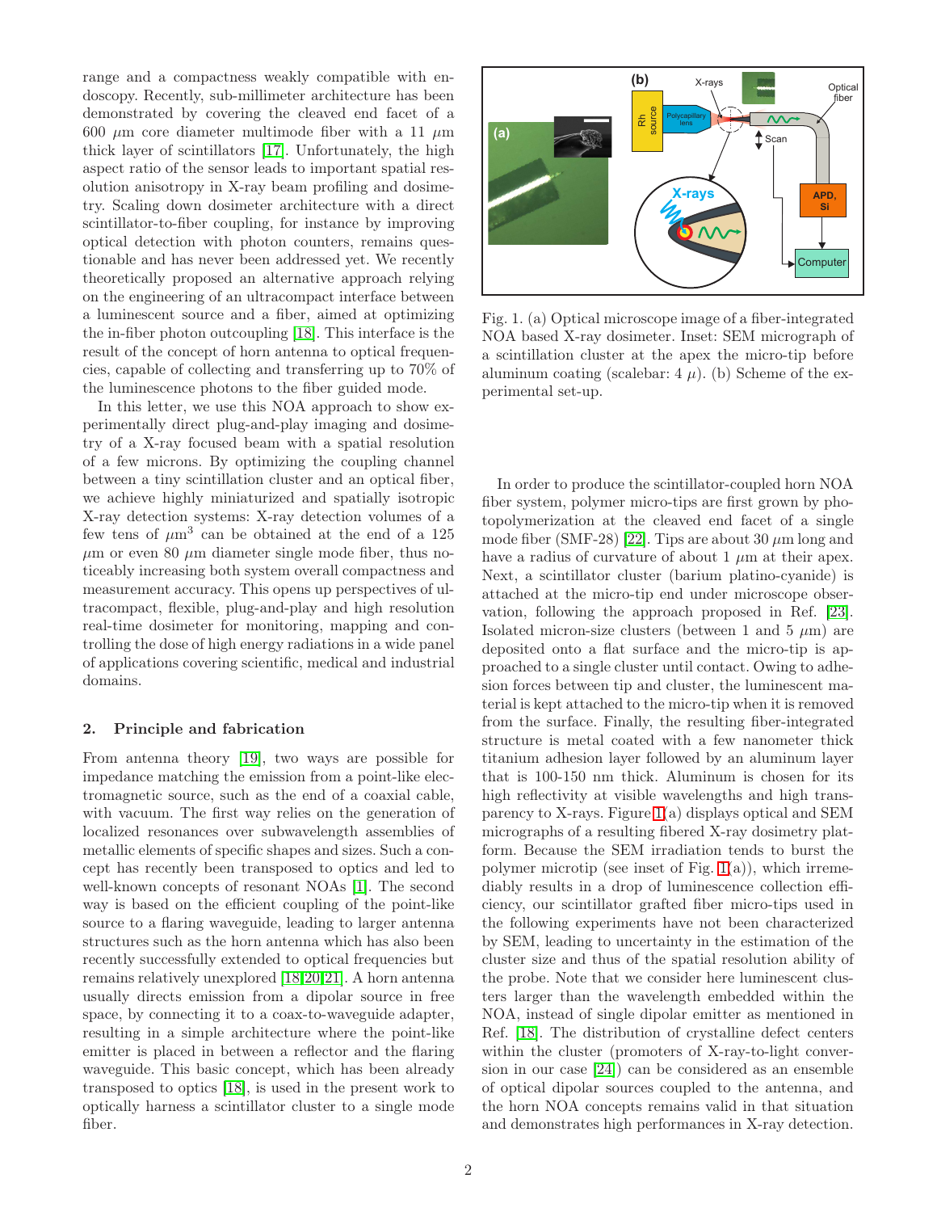range and a compactness weakly compatible with endoscopy. Recently, sub-millimeter architecture has been demonstrated by covering the cleaved end facet of a 600 $\mu$m core diameter multimode fiber with a 11 $\mu$m thick layer of scintillators [17]. Unfortunately, the high aspect ratio of the sensor leads to important spatial resolution anisotropy in X-ray beam profiling and dosimetry. Scaling down dosimeter architecture with a direct scintillator-to-fiber coupling, for instance by improving optical detection with photon counters, remains questionable and has never been addressed yet. We recently theoretically proposed an alternative approach relying on the engineering of an ultracompact interface between a luminescent source and a fiber, aimed at optimizing the in-fiber photon outcoupling [18]. This interface is the result of the concept of horn antenna to optical frequencies, capable of collecting and transferring up to 70% of the luminescence photons to the fiber guided mode.

In this letter, we use this NOA approach to show experimentally direct plug-and-play imaging and dosimetry of a X-ray focused beam with a spatial resolution of a few microns. By optimizing the coupling channel between a tiny scintillation cluster and an optical fiber, we achieve highly miniaturized and spatially isotropic X-ray detection systems: X-ray detection volumes of a few tens of $\mu$m$^3$ can be obtained at the end of a 125 $\mu$m or even 80 $\mu$m diameter single mode fiber, thus noticeably increasing both system overall compactness and measurement accuracy. This opens up perspectives of ultracompact, flexible, plug-and-play and high resolution real-time dosimeter for monitoring, mapping and controlling the dose of high energy radiations in a wide panel of applications covering scientific, medical and industrial domains.

## 2. Principle and fabrication

From antenna theory [19], two ways are possible for impedance matching the emission from a point-like electromagnetic source, such as the end of a coaxial cable, with vacuum. The first way relies on the generation of localized resonances over subwavelength assemblies of metallic elements of specific shapes and sizes. Such a concept has recently been transposed to optics and led to well-known concepts of resonant NOAs [1]. The second way is based on the efficient coupling of the point-like source to a flaring waveguide, leading to larger antenna structures such as the horn antenna which has also been recently successfully extended to optical frequencies but remains relatively unexplored [18,20,21]. A horn antenna usually directs emission from a dipolar source in free space, by connecting it to a coax-to-waveguide adapter, resulting in a simple architecture where the point-like emitter is placed in between a reflector and the flaring waveguide. This basic concept, which has been already transposed to optics [18], is used in the present work to optically harness a scintillator cluster to a single mode fiber.

Fig. 1. (a) Optical microscope image of a fiber-integrated NOA based X-ray dosimeter. Inset: SEM micrograph of a scintillation cluster at the apex the micro-tip before aluminum coating (scalebar: 4 $\mu$). (b) Scheme of the experimental set-up.

In order to produce the scintillator-coupled horn NOA fiber system, polymer micro-tips are first grown by photopolymerization at the cleaved end facet of a single mode fiber (SMF-28) [22]. Tips are about 30 $\mu$m long and have a radius of curvature of about 1 $\mu$m at their apex. Next, a scintillator cluster (barium platino-cyanide) is attached at the micro-tip end under microscope observation, following the approach proposed in Ref. [23]. Isolated micron-size clusters (between 1 and 5 $\mu$m) are deposited onto a flat surface and the micro-tip is approached to a single cluster until contact. Owing to adhesion forces between tip and cluster, the luminescent material is kept attached to the micro-tip when it is removed from the surface. Finally, the resulting fiber-integrated structure is metal coated with a few nanometer thick titanium adhesion layer followed by an aluminum layer that is 100-150 nm thick. Aluminum is chosen for its high reflectivity at visible wavelengths and high transparency to X-rays. Figure 1(a) displays optical and SEM micrographs of a resulting fibered X-ray dosimetry platform. Because the SEM irradiation tends to burst the polymer microtip (see inset of Fig. 1(a)), which irremediably results in a drop of luminescence collection efficiency, our scintillator grafted fiber micro-tips used in the following experiments have not been characterized by SEM, leading to uncertainty in the estimation of the cluster size and thus of the spatial resolution ability of the probe. Note that we consider here luminescent clusters larger than the wavelength embedded within the NOA, instead of single dipolar emitter as mentioned in Ref. [18]. The distribution of crystalline defect centers within the cluster (promoters of X-ray-to-light conversion in our case [24]) can be considered as an ensemble of optical dipolar sources coupled to the antenna, and the horn NOA concepts remains valid in that situation and demonstrates high performances in X-ray detection.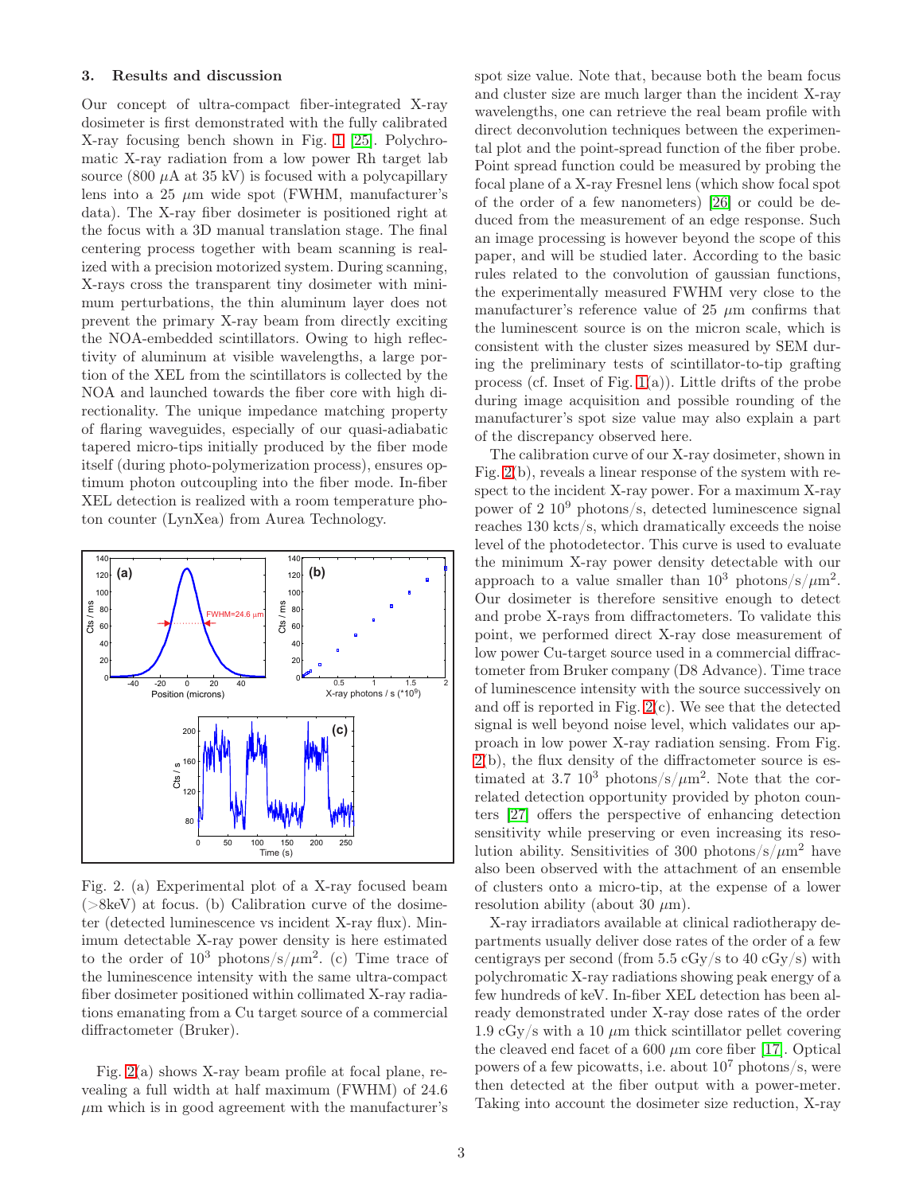## 3. Results and discussion

Our concept of ultra-compact fiber-integrated X-ray dosimeter is first demonstrated with the fully calibrated X-ray focusing bench shown in Fig. 1 [25]. Polychromatic X-ray radiation from a low power Rh target lab source (800 $\mu$A at 35 kV) is focused with a polycapillary lens into a 25 $\mu$m wide spot (FWHM, manufacturer's data). The X-ray fiber dosimeter is positioned right at the focus with a 3D manual translation stage. The final centering process together with beam scanning is realized with a precision motorized system. During scanning, X-rays cross the transparent tiny dosimeter with minimum perturbations, the thin aluminum layer does not prevent the primary X-ray beam from directly exciting the NOA-embedded scintillators. Owing to high reflectivity of aluminum at visible wavelengths, a large portion of the XEL from the scintillators is collected by the NOA and launched towards the fiber core with high directionality. The unique impedance matching property of flaring waveguides, especially of our quasi-adiabatic tapered micro-tips initially produced by the fiber mode itself (during photo-polymerization process), ensures optimum photon outcoupling into the fiber mode. In-fiber XEL detection is realized with a room temperature photon counter (LynXea) from Aurea Technology.

Fig. 2. (a) Experimental plot of a X-ray focused beam (>8keV) at focus. (b) Calibration curve of the dosimeter (detected luminescence vs incident X-ray flux). Minimum detectable X-ray power density is here estimated to the order of $10^3$ photons/s/$\mu$m$^2$. (c) Time trace of the luminescence intensity with the same ultra-compact fiber dosimeter positioned within collimated X-ray radiations emanating from a Cu target source of a commercial diffractometer (Bruker).

Fig. 2(a) shows X-ray beam profile at focal plane, revealing a full width at half maximum (FWHM) of 24.6 $\mu$m which is in good agreement with the manufacturer's spot size value. Note that, because both the beam focus and cluster size are much larger than the incident X-ray wavelengths, one can retrieve the real beam profile with direct deconvolution techniques between the experimental plot and the point-spread function of the fiber probe. Point spread function could be measured by probing the focal plane of a X-ray Fresnel lens (which show focal spot of the order of a few nanometers) [26] or could be deduced from the measurement of an edge response. Such an image processing is however beyond the scope of this paper, and will be studied later. According to the basic rules related to the convolution of gaussian functions, the experimentally measured FWHM very close to the manufacturer's reference value of 25 $\mu$m confirms that the luminescent source is on the micron scale, which is consistent with the cluster sizes measured by SEM during the preliminary tests of scintillator-to-tip grafting process (cf. Inset of Fig. 1(a)). Little drifts of the probe during image acquisition and possible rounding of the manufacturer's spot size value may also explain a part of the discrepancy observed here.

The calibration curve of our X-ray dosimeter, shown in Fig. 2(b), reveals a linear response of the system with respect to the incident X-ray power. For a maximum X-ray power of 2 $10^9$ photons/s, detected luminescence signal reaches 130 kcts/s, which dramatically exceeds the noise level of the photodetector. This curve is used to evaluate the minimum X-ray power density detectable with our approach to a value smaller than $10^3$ photons/s/$\mu$m$^2$. Our dosimeter is therefore sensitive enough to detect and probe X-rays from diffractometers. To validate this point, we performed direct X-ray dose measurement of low power Cu-target source used in a commercial diffractometer from Bruker company (D8 Advance). Time trace of luminescence intensity with the source successively on and off is reported in Fig. 2(c). We see that the detected signal is well beyond noise level, which validates our approach in low power X-ray radiation sensing. From Fig. 2(b), the flux density of the diffractometer source is estimated at 3.7 $10^3$ photons/s/$\mu$m$^2$. Note that the correlated detection opportunity provided by photon counters [27] offers the perspective of enhancing detection sensitivity while preserving or even increasing its resolution ability. Sensitivities of 300 photons/s/$\mu$m$^2$ have also been observed with the attachment of an ensemble of clusters onto a micro-tip, at the expense of a lower resolution ability (about 30 $\mu$m).

X-ray irradiators available at clinical radiotherapy departments usually deliver dose rates of the order of a few centigrays per second (from 5.5 cGy/s to 40 cGy/s) with polychromatic X-ray radiations showing peak energy of a few hundreds of keV. In-fiber XEL detection has been already demonstrated under X-ray dose rates of the order 1.9 cGy/s with a 10 $\mu$m thick scintillator pellet covering the cleaved end facet of a 600 $\mu$m core fiber [17]. Optical powers of a few picowatts, i.e. about $10^7$ photons/s, were then detected at the fiber output with a power-meter. Taking into account the dosimeter size reduction, X-ray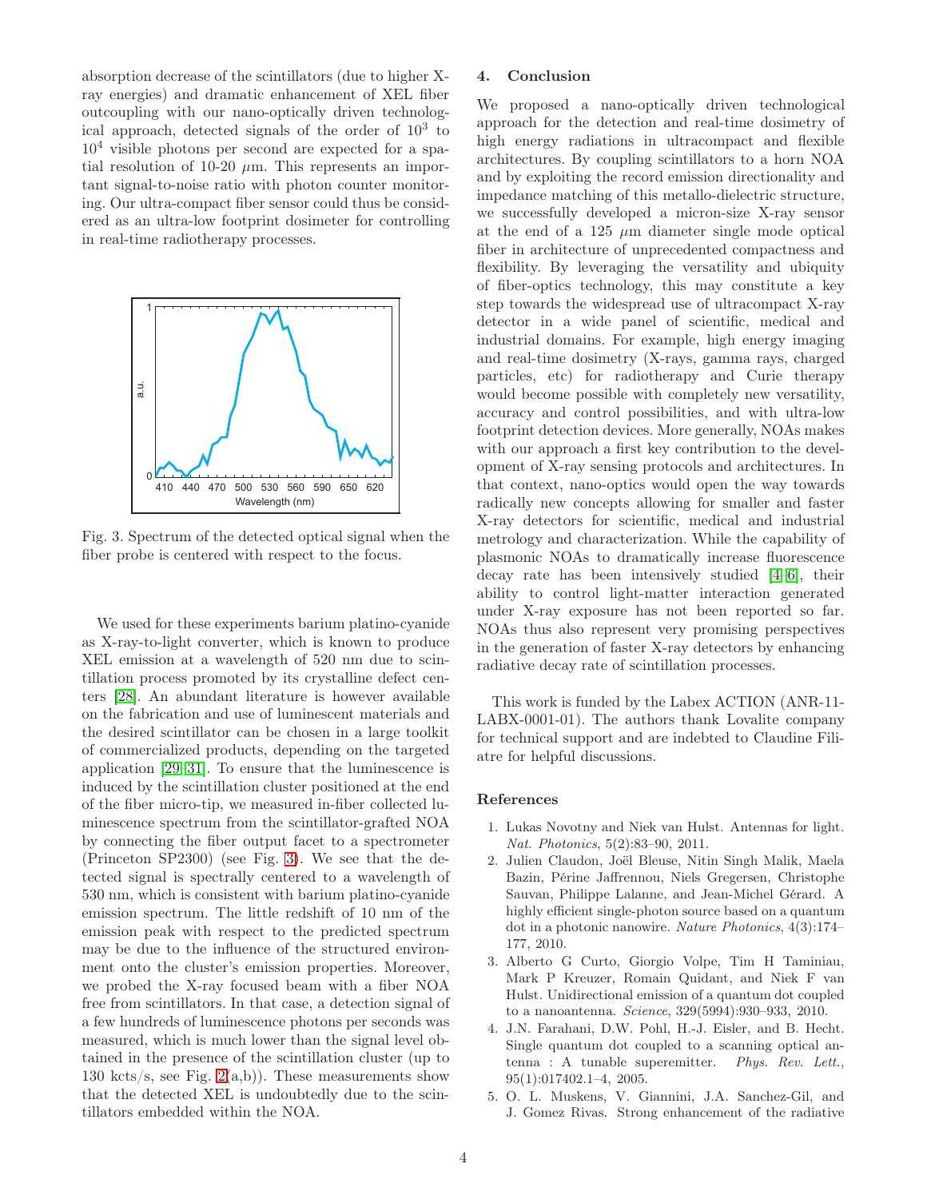absorption decrease of the scintillators (due to higher X-ray energies) and dramatic enhancement of XEL fiber outcoupling with our nano-optically driven technological approach, detected signals of the order of $10^3$ to $10^4$ visible photons per second are expected for a spatial resolution of 10-20 $\mu$m. This represents an important signal-to-noise ratio with photon counter monitoring. Our ultra-compact fiber sensor could thus be considered as an ultra-low footprint dosimeter for controlling in real-time radiotherapy processes.

Fig. 3. Spectrum of the detected optical signal when the fiber probe is centered with respect to the focus.

We used for these experiments barium platino-cyanide as X-ray-to-light converter, which is known to produce XEL emission at a wavelength of 520 nm due to scintillation process promoted by its crystalline defect centers [28]. An abundant literature is however available on the fabrication and use of luminescent materials and the desired scintillator can be chosen in a large toolkit of commercialized products, depending on the targeted application [29–31]. To ensure that the luminescence is induced by the scintillation cluster positioned at the end of the fiber micro-tip, we measured in-fiber collected luminescence spectrum from the scintillator-grafted NOA by connecting the fiber output facet to a spectrometer (Princeton SP2300) (see Fig. 3). We see that the detected signal is spectrally centered to a wavelength of 530 nm, which is consistent with barium platino-cyanide emission spectrum. The little redshift of 10 nm of the emission peak with respect to the predicted spectrum may be due to the influence of the structured environment onto the cluster's emission properties. Moreover, we probed the X-ray focused beam with a fiber NOA free from scintillators. In that case, a detection signal of a few hundreds of luminescence photons per seconds was measured, which is much lower than the signal level obtained in the presence of the scintillation cluster (up to 130 kcts/s, see Fig. 2(a,b)). These measurements show that the detected XEL is undoubtedly due to the scintillators embedded within the NOA.

## 4. Conclusion

We proposed a nano-optically driven technological approach for the detection and real-time dosimetry of high energy radiations in ultracompact and flexible architectures. By coupling scintillators to a horn NOA and by exploiting the record emission directionality and impedance matching of this metallo-dielectric structure, we successfully developed a micron-size X-ray sensor at the end of a 125 $\mu$m diameter single mode optical fiber in architecture of unprecedented compactness and flexibility. By leveraging the versatility and ubiquity of fiber-optics technology, this may constitute a key step towards the widespread use of ultracompact X-ray detector in a wide panel of scientific, medical and industrial domains. For example, high energy imaging and real-time dosimetry (X-rays, gamma rays, charged particles, etc) for radiotherapy and Curie therapy would become possible with completely new versatility, accuracy and control possibilities, and with ultra-low footprint detection devices. More generally, NOAs makes with our approach a first key contribution to the development of X-ray sensing protocols and architectures. In that context, nano-optics would open the way towards radically new concepts allowing for smaller and faster X-ray detectors for scientific, medical and industrial metrology and characterization. While the capability of plasmonic NOAs to dramatically increase fluorescence decay rate has been intensively studied [4–6], their ability to control light-matter interaction generated under X-ray exposure has not been reported so far. NOAs thus also represent very promising perspectives in the generation of faster X-ray detectors by enhancing radiative decay rate of scintillation processes.

This work is funded by the Labex ACTION (ANR-11-LABX-0001-01). The authors thank Lovalite company for technical support and are indebted to Claudine Filiatre for helpful discussions.

## References

1. Lukas Novotny and Niek van Hulst. Antennas for light. *Nat. Photonics*, 5(2):83–90, 2011.
2. Julien Claudon, Joël Bleuse, Nitin Singh Malik, Maela Bazin, Périne Jaffrennou, Niels Gregersen, Christophe Sauvan, Philippe Lalanne, and Jean-Michel Gérard. A highly efficient single-photon source based on a quantum dot in a photonic nanowire. *Nature Photonics*, 4(3):174–177, 2010.
3. Alberto G Curto, Giorgio Volpe, Tim H Taminiau, Mark P Kreuzer, Romain Quidant, and Niek F van Hulst. Unidirectional emission of a quantum dot coupled to a nanoantenna. *Science*, 329(5994):930–933, 2010.
4. J.N. Farahani, D.W. Pohl, H.-J. Eisler, and B. Hecht. Single quantum dot coupled to a scanning optical antenna : A tunable superemitter. *Phys. Rev. Lett.*, 95(1):017402.1–4, 2005.
5. O. L. Muskens, V. Giannini, J.A. Sanchez-Gil, and J. Gomez Rivas. Strong enhancement of the radiative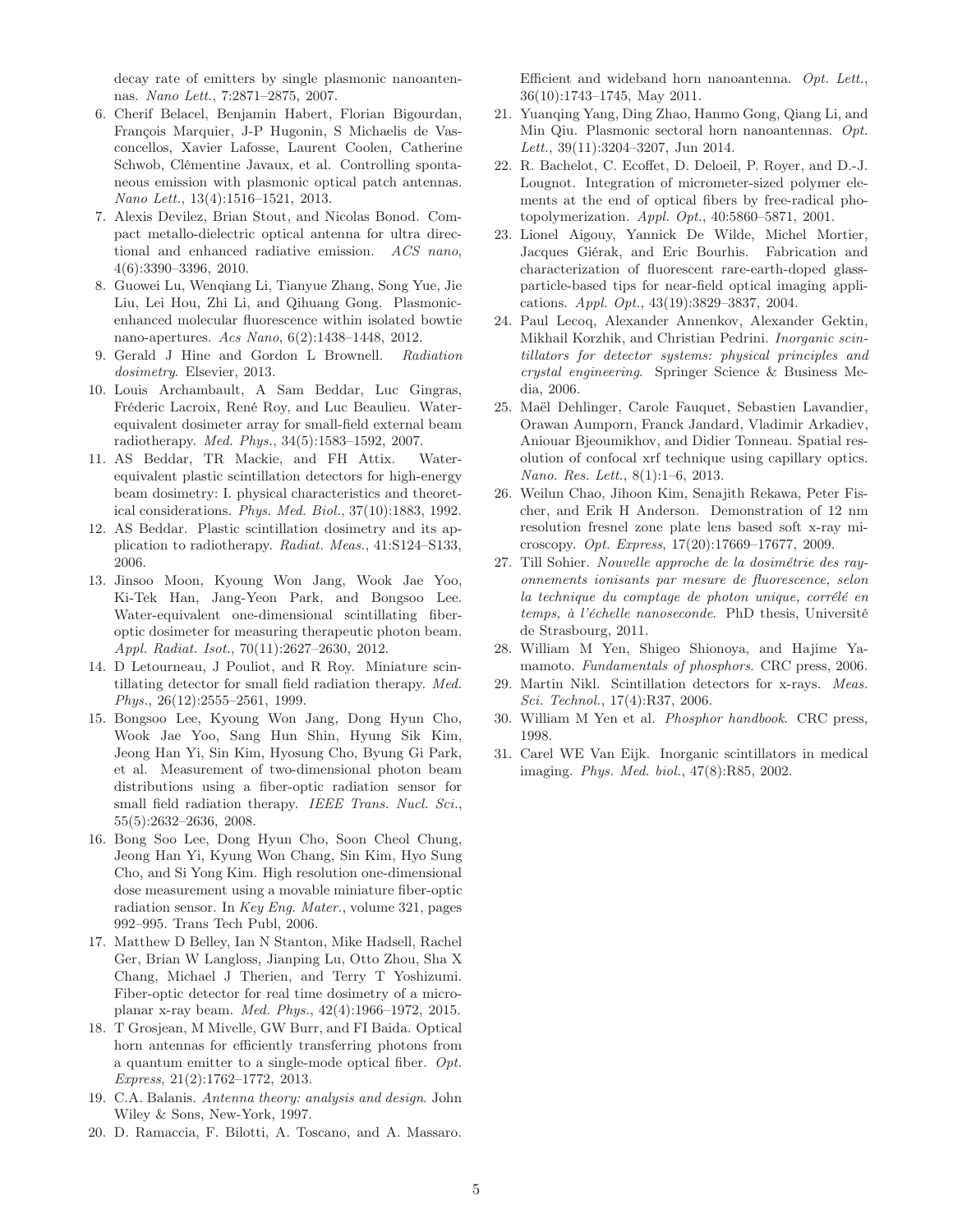decay rate of emitters by single plasmonic nanoantennas. *Nano Lett.*, 7:2871–2875, 2007.

6. Cherif Belacel, Benjamin Habert, Florian Bigourdan, François Marquier, J-P Hugonin, S Michaelis de Vasconcellos, Xavier Lafosse, Laurent Coolen, Catherine Schwob, Clémentine Javaux, et al. Controlling spontaneous emission with plasmonic optical patch antennas. *Nano Lett.*, 13(4):1516–1521, 2013.
7. Alexis Devilez, Brian Stout, and Nicolas Bonod. Compact metallo-dielectric optical antenna for ultra directional and enhanced radiative emission. *ACS nano*, 4(6):3390–3396, 2010.
8. Guowei Lu, Wenqiang Li, Tianyue Zhang, Song Yue, Jie Liu, Lei Hou, Zhi Li, and Qihuang Gong. Plasmonic-enhanced molecular fluorescence within isolated bowtie nano-apertures. *Acs Nano*, 6(2):1438–1448, 2012.
9. Gerald J Hine and Gordon L Brownell. *Radiation dosimetry*. Elsevier, 2013.
10. Louis Archambault, A Sam Beddar, Luc Gingras, Fréderic Lacroix, René Roy, and Luc Beaulieu. Water-equivalent dosimeter array for small-field external beam radiotherapy. *Med. Phys.*, 34(5):1583–1592, 2007.
11. AS Beddar, TR Mackie, and FH Attix. Water-equivalent plastic scintillation detectors for high-energy beam dosimetry: I. physical characteristics and theoretical considerations. *Phys. Med. Biol.*, 37(10):1883, 1992.
12. AS Beddar. Plastic scintillation dosimetry and its application to radiotherapy. *Radiat. Meas.*, 41:S124–S133, 2006.
13. Jinsoo Moon, Kyoung Won Jang, Wook Jae Yoo, Ki-Tek Han, Jang-Yeon Park, and Bongsoo Lee. Water-equivalent one-dimensional scintillating fiber-optic dosimeter for measuring therapeutic photon beam. *Appl. Radiat. Isot.*, 70(11):2627–2630, 2012.
14. D Letourneau, J Pouliot, and R Roy. Miniature scintillating detector for small field radiation therapy. *Med. Phys.*, 26(12):2555–2561, 1999.
15. Bongsoo Lee, Kyoung Won Jang, Dong Hyun Cho, Wook Jae Yoo, Sang Hun Shin, Hyung Sik Kim, Jeong Han Yi, Sin Kim, Hyosung Cho, Byung Gi Park, et al. Measurement of two-dimensional photon beam distributions using a fiber-optic radiation sensor for small field radiation therapy. *IEEE Trans. Nucl. Sci.*, 55(5):2632–2636, 2008.
16. Bong Soo Lee, Dong Hyun Cho, Soon Cheol Chung, Jeong Han Yi, Kyung Won Chang, Sin Kim, Hyo Sung Cho, and Si Yong Kim. High resolution one-dimensional dose measurement using a movable miniature fiber-optic radiation sensor. In *Key Eng. Mater.*, volume 321, pages 992–995. Trans Tech Publ, 2006.
17. Matthew D Belley, Ian N Stanton, Mike Hadsell, Rachel Ger, Brian W Langloss, Jianping Lu, Otto Zhou, Sha X Chang, Michael J Therien, and Terry T Yoshizumi. Fiber-optic detector for real time dosimetry of a micro-planar x-ray beam. *Med. Phys.*, 42(4):1966–1972, 2015.
18. T Grosjean, M Mivelle, GW Burr, and FI Baida. Optical horn antennas for efficiently transferring photons from a quantum emitter to a single-mode optical fiber. *Opt. Express*, 21(2):1762–1772, 2013.
19. C.A. Balanis. *Antenna theory: analysis and design*. John Wiley & Sons, New-York, 1997.
20. D. Ramaccia, F. Bilotti, A. Toscano, and A. Massaro. Efficient and wideband horn nanoantenna. *Opt. Lett.*, 36(10):1743–1745, May 2011.
21. Yuanqing Yang, Ding Zhao, Hanmo Gong, Qiang Li, and Min Qiu. Plasmonic sectoral horn nanoantennas. *Opt. Lett.*, 39(11):3204–3207, Jun 2014.
22. R. Bachelot, C. Ecoffet, D. Deloeil, P. Royer, and D.-J. Lougnot. Integration of micrometer-sized polymer elements at the end of optical fibers by free-radical photopolymerization. *Appl. Opt.*, 40:5860–5871, 2001.
23. Lionel Aigouy, Yannick De Wilde, Michel Mortier, Jacques Giérak, and Eric Bourhis. Fabrication and characterization of fluorescent rare-earth-doped glass-particle-based tips for near-field optical imaging applications. *Appl. Opt.*, 43(19):3829–3837, 2004.
24. Paul Lecoq, Alexander Annenkov, Alexander Gektin, Mikhail Korzhik, and Christian Pedrini. *Inorganic scintillators for detector systems: physical principles and crystal engineering*. Springer Science & Business Media, 2006.
25. Maël Dehlinger, Carole Fauquet, Sebastien Lavandier, Orawan Aumporn, Franck Jandard, Vladimir Arkadiev, Aniouar Bjeoumikhov, and Didier Tonneau. Spatial resolution of confocal xrf technique using capillary optics. *Nano. Res. Lett.*, 8(1):1–6, 2013.
26. Weilun Chao, Jihoon Kim, Senajith Rekawa, Peter Fischer, and Erik H Anderson. Demonstration of 12 nm resolution fresnel zone plate lens based soft x-ray microscopy. *Opt. Express*, 17(20):17669–17677, 2009.
27. Till Sohier. *Nouvelle approche de la dosimétrie des rayonnements ionisants par mesure de fluorescence, selon la technique du comptage de photon unique, corrélé en temps, à l'échelle nanoseconde*. PhD thesis, Université de Strasbourg, 2011.
28. William M Yen, Shigeo Shionoya, and Hajime Yamamoto. *Fundamentals of phosphors*. CRC press, 2006.
29. Martin Nikl. Scintillation detectors for x-rays. *Meas. Sci. Technol.*, 17(4):R37, 2006.
30. William M Yen et al. *Phosphor handbook*. CRC press, 1998.
31. Carel WE Van Eijk. Inorganic scintillators in medical imaging. *Phys. Med. biol.*, 47(8):R85, 2002.